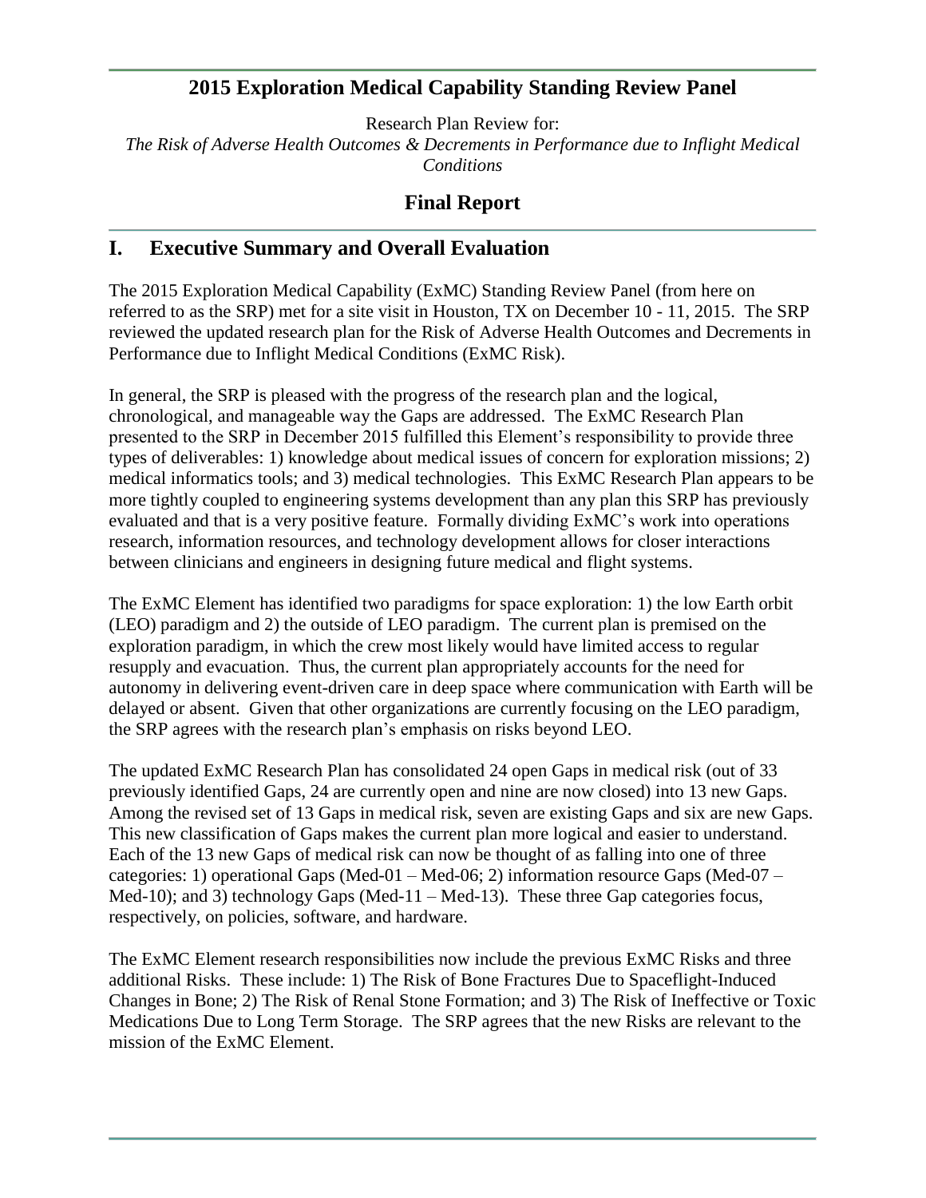# 2015 Exploration Medical Capability Standing Review Panel

Research Plan Review for:

*The Risk of Adverse Health Outcomes & Decrements in Performance due to Inflight Medical Conditions*

## Final Report

## I. Executive Summary and Overall Evaluation

The 2015 Exploration Medical Capability (ExMC) Standing Review Panel (from here on referred to as the SRP) met for a site visit in Houston, TX on December 10 - 11, 2015. The SRP reviewed the updated research plan for the Risk of Adverse Health Outcomes and Decrements in Performance due to Inflight Medical Conditions (ExMC Risk).

In general, the SRP is pleased with the progress of the research plan and the logical, chronological, and manageable way the Gaps are addressed. The ExMC Research Plan presented to the SRP in December 2015 fulfilled this Element's responsibility to provide three types of deliverables: 1) knowledge about medical issues of concern for exploration missions; 2) medical informatics tools; and 3) medical technologies. This ExMC Research Plan appears to be more tightly coupled to engineering systems development than any plan this SRP has previously evaluated and that is a very positive feature. Formally dividing ExMC's work into operations research, information resources, and technology development allows for closer interactions between clinicians and engineers in designing future medical and flight systems.

The ExMC Element has identified two paradigms for space exploration: 1) the low Earth orbit (LEO) paradigm and 2) the outside of LEO paradigm. The current plan is premised on the exploration paradigm, in which the crew most likely would have limited access to regular resupply and evacuation. Thus, the current plan appropriately accounts for the need for autonomy in delivering event-driven care in deep space where communication with Earth will be delayed or absent. Given that other organizations are currently focusing on the LEO paradigm, the SRP agrees with the research plan's emphasis on risks beyond LEO.

The updated ExMC Research Plan has consolidated 24 open Gaps in medical risk (out of 33 previously identified Gaps, 24 are currently open and nine are now closed) into 13 new Gaps. Among the revised set of 13 Gaps in medical risk, seven are existing Gaps and six are new Gaps. This new classification of Gaps makes the current plan more logical and easier to understand. Each of the 13 new Gaps of medical risk can now be thought of as falling into one of three categories: 1) operational Gaps (Med-01 – Med-06; 2) information resource Gaps (Med-07 – Med-10); and 3) technology Gaps (Med-11 – Med-13). These three Gap categories focus, respectively, on policies, software, and hardware.

The ExMC Element research responsibilities now include the previous ExMC Risks and three additional Risks. These include: 1) The Risk of Bone Fractures Due to Spaceflight-Induced Changes in Bone; 2) The Risk of Renal Stone Formation; and 3) The Risk of Ineffective or Toxic Medications Due to Long Term Storage. The SRP agrees that the new Risks are relevant to the mission of the ExMC Element.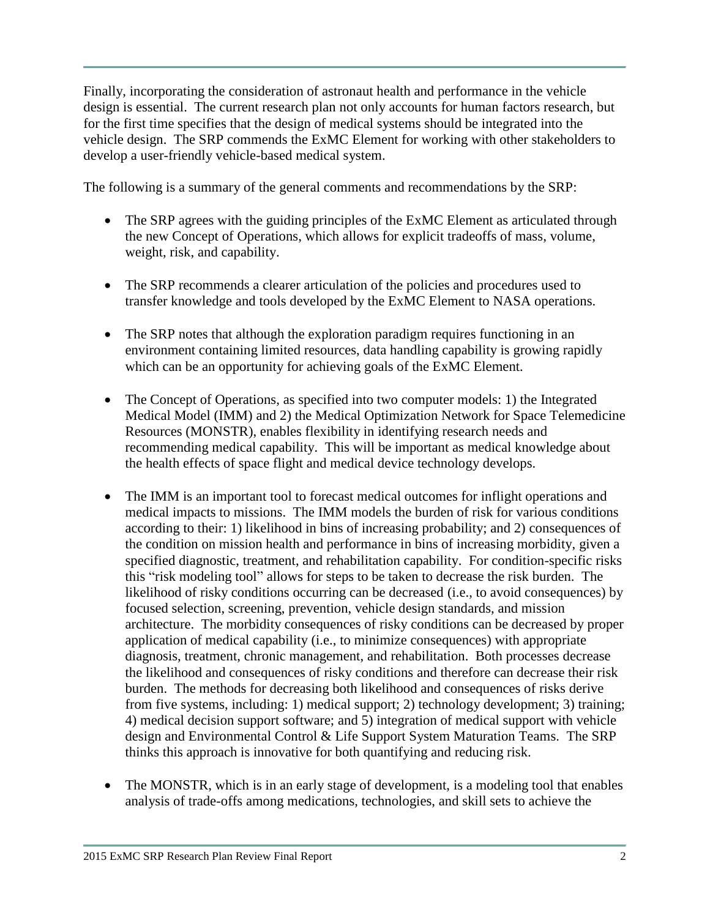Finally, incorporating the consideration of astronaut health and performance in the vehicle design is essential. The current research plan not only accounts for human factors research, but for the first time specifies that the design of medical systems should be integrated into the vehicle design. The SRP commends the ExMC Element for working with other stakeholders to develop a user-friendly vehicle-based medical system.

The following is a summary of the general comments and recommendations by the SRP:

- The SRP agrees with the guiding principles of the ExMC Element as articulated through the new Concept of Operations, which allows for explicit tradeoffs of mass, volume, weight, risk, and capability.

- The SRP recommends a clearer articulation of the policies and procedures used to transfer knowledge and tools developed by the ExMC Element to NASA operations.

- The SRP notes that although the exploration paradigm requires functioning in an environment containing limited resources, data handling capability is growing rapidly which can be an opportunity for achieving goals of the ExMC Element.

- The Concept of Operations, as specified into two computer models: 1) the Integrated Medical Model (IMM) and 2) the Medical Optimization Network for Space Telemedicine Resources (MONSTR), enables flexibility in identifying research needs and recommending medical capability. This will be important as medical knowledge about the health effects of space flight and medical device technology develops.

- The IMM is an important tool to forecast medical outcomes for inflight operations and medical impacts to missions. The IMM models the burden of risk for various conditions according to their: 1) likelihood in bins of increasing probability; and 2) consequences of the condition on mission health and performance in bins of increasing morbidity, given a specified diagnostic, treatment, and rehabilitation capability. For condition-specific risks this "risk modeling tool" allows for steps to be taken to decrease the risk burden. The likelihood of risky conditions occurring can be decreased (i.e., to avoid consequences) by focused selection, screening, prevention, vehicle design standards, and mission architecture. The morbidity consequences of risky conditions can be decreased by proper application of medical capability (i.e., to minimize consequences) with appropriate diagnosis, treatment, chronic management, and rehabilitation. Both processes decrease the likelihood and consequences of risky conditions and therefore can decrease their risk burden. The methods for decreasing both likelihood and consequences of risks derive from five systems, including: 1) medical support; 2) technology development; 3) training; 4) medical decision support software; and 5) integration of medical support with vehicle design and Environmental Control & Life Support System Maturation Teams. The SRP thinks this approach is innovative for both quantifying and reducing risk.

- The MONSTR, which is in an early stage of development, is a modeling tool that enables analysis of trade-offs among medications, technologies, and skill sets to achieve the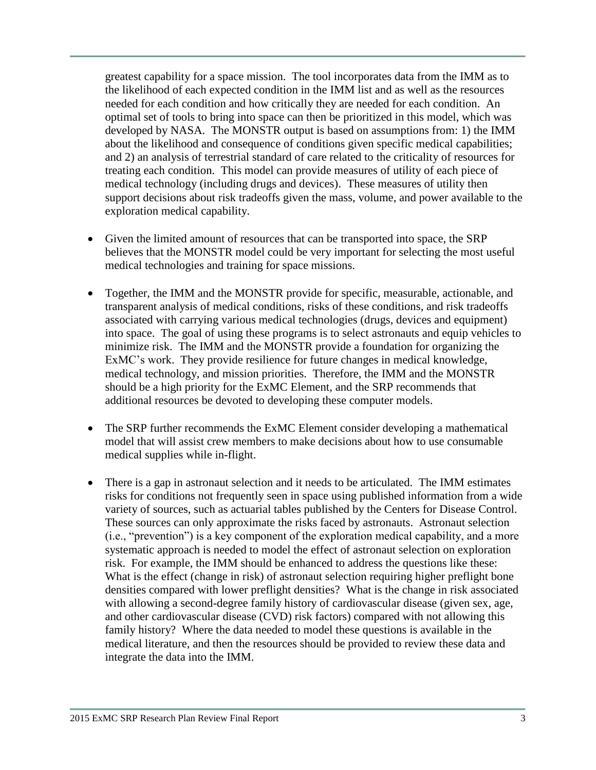greatest capability for a space mission. The tool incorporates data from the IMM as to the likelihood of each expected condition in the IMM list and as well as the resources needed for each condition and how critically they are needed for each condition. An optimal set of tools to bring into space can then be prioritized in this model, which was developed by NASA. The MONSTR output is based on assumptions from: 1) the IMM about the likelihood and consequence of conditions given specific medical capabilities; and 2) an analysis of terrestrial standard of care related to the criticality of resources for treating each condition. This model can provide measures of utility of each piece of medical technology (including drugs and devices). These measures of utility then support decisions about risk tradeoffs given the mass, volume, and power available to the exploration medical capability.

- Given the limited amount of resources that can be transported into space, the SRP believes that the MONSTR model could be very important for selecting the most useful medical technologies and training for space missions.

- Together, the IMM and the MONSTR provide for specific, measurable, actionable, and transparent analysis of medical conditions, risks of these conditions, and risk tradeoffs associated with carrying various medical technologies (drugs, devices and equipment) into space. The goal of using these programs is to select astronauts and equip vehicles to minimize risk. The IMM and the MONSTR provide a foundation for organizing the ExMC's work. They provide resilience for future changes in medical knowledge, medical technology, and mission priorities. Therefore, the IMM and the MONSTR should be a high priority for the ExMC Element, and the SRP recommends that additional resources be devoted to developing these computer models.

- The SRP further recommends the ExMC Element consider developing a mathematical model that will assist crew members to make decisions about how to use consumable medical supplies while in-flight.

- There is a gap in astronaut selection and it needs to be articulated. The IMM estimates risks for conditions not frequently seen in space using published information from a wide variety of sources, such as actuarial tables published by the Centers for Disease Control. These sources can only approximate the risks faced by astronauts. Astronaut selection (i.e., "prevention") is a key component of the exploration medical capability, and a more systematic approach is needed to model the effect of astronaut selection on exploration risk. For example, the IMM should be enhanced to address the questions like these: What is the effect (change in risk) of astronaut selection requiring higher preflight bone densities compared with lower preflight densities? What is the change in risk associated with allowing a second-degree family history of cardiovascular disease (given sex, age, and other cardiovascular disease (CVD) risk factors) compared with not allowing this family history? Where the data needed to model these questions is available in the medical literature, and then the resources should be provided to review these data and integrate the data into the IMM.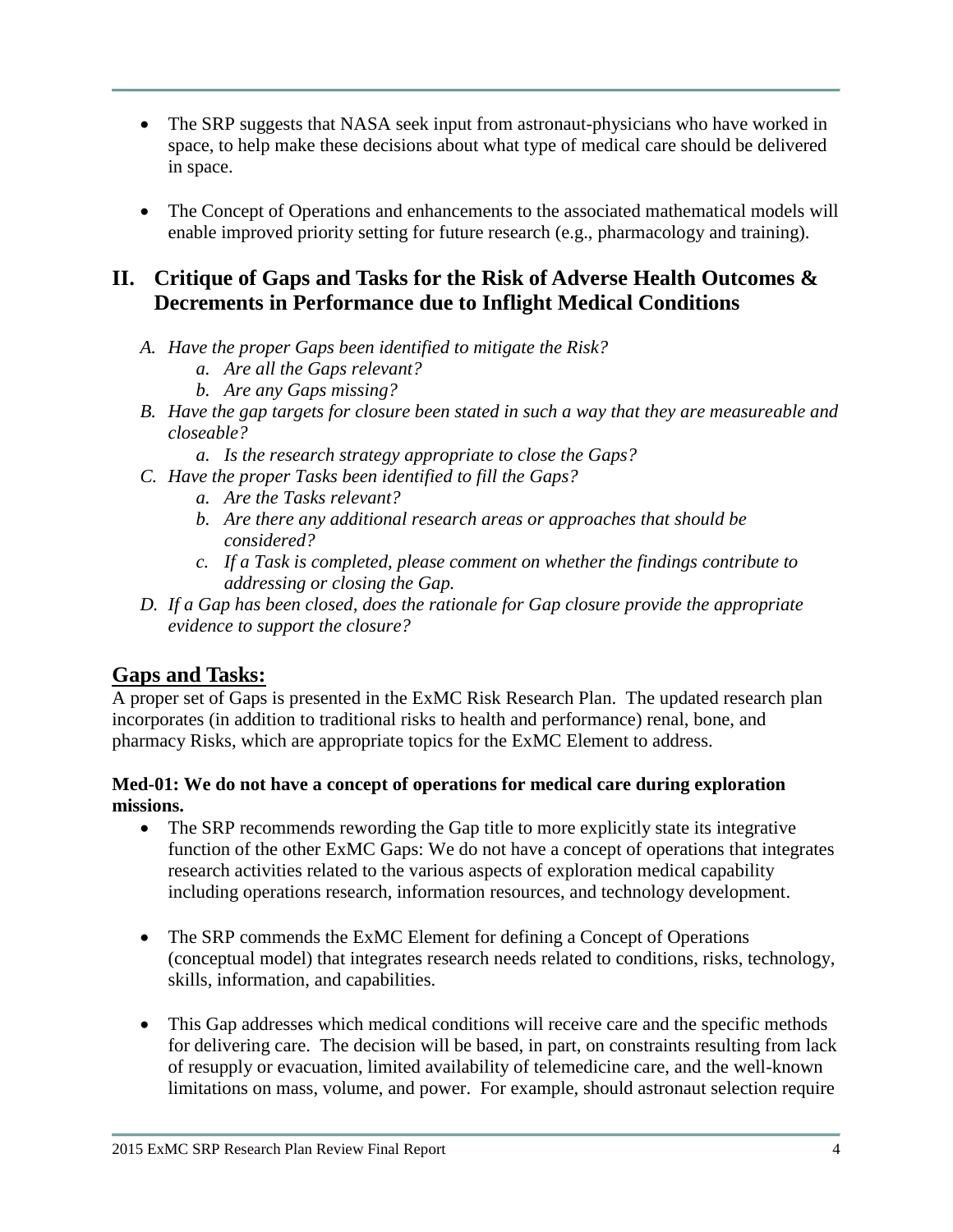- The SRP suggests that NASA seek input from astronaut-physicians who have worked in space, to help make these decisions about what type of medical care should be delivered in space.

- The Concept of Operations and enhancements to the associated mathematical models will enable improved priority setting for future research (e.g., pharmacology and training).

## II. Critique of Gaps and Tasks for the Risk of Adverse Health Outcomes & Decrements in Performance due to Inflight Medical Conditions

*A. Have the proper Gaps been identified to mitigate the Risk?*
   *a. Are all the Gaps relevant?*
   *b. Are any Gaps missing?*

*B. Have the gap targets for closure been stated in such a way that they are measureable and closeable?*
   *a. Is the research strategy appropriate to close the Gaps?*

*C. Have the proper Tasks been identified to fill the Gaps?*
   *a. Are the Tasks relevant?*
   *b. Are there any additional research areas or approaches that should be considered?*
   *c. If a Task is completed, please comment on whether the findings contribute to addressing or closing the Gap.*

*D. If a Gap has been closed, does the rationale for Gap closure provide the appropriate evidence to support the closure?*

## Gaps and Tasks:

A proper set of Gaps is presented in the ExMC Risk Research Plan. The updated research plan incorporates (in addition to traditional risks to health and performance) renal, bone, and pharmacy Risks, which are appropriate topics for the ExMC Element to address.

**Med-01: We do not have a concept of operations for medical care during exploration missions.**

- The SRP recommends rewording the Gap title to more explicitly state its integrative function of the other ExMC Gaps: We do not have a concept of operations that integrates research activities related to the various aspects of exploration medical capability including operations research, information resources, and technology development.

- The SRP commends the ExMC Element for defining a Concept of Operations (conceptual model) that integrates research needs related to conditions, risks, technology, skills, information, and capabilities.

- This Gap addresses which medical conditions will receive care and the specific methods for delivering care. The decision will be based, in part, on constraints resulting from lack of resupply or evacuation, limited availability of telemedicine care, and the well-known limitations on mass, volume, and power. For example, should astronaut selection require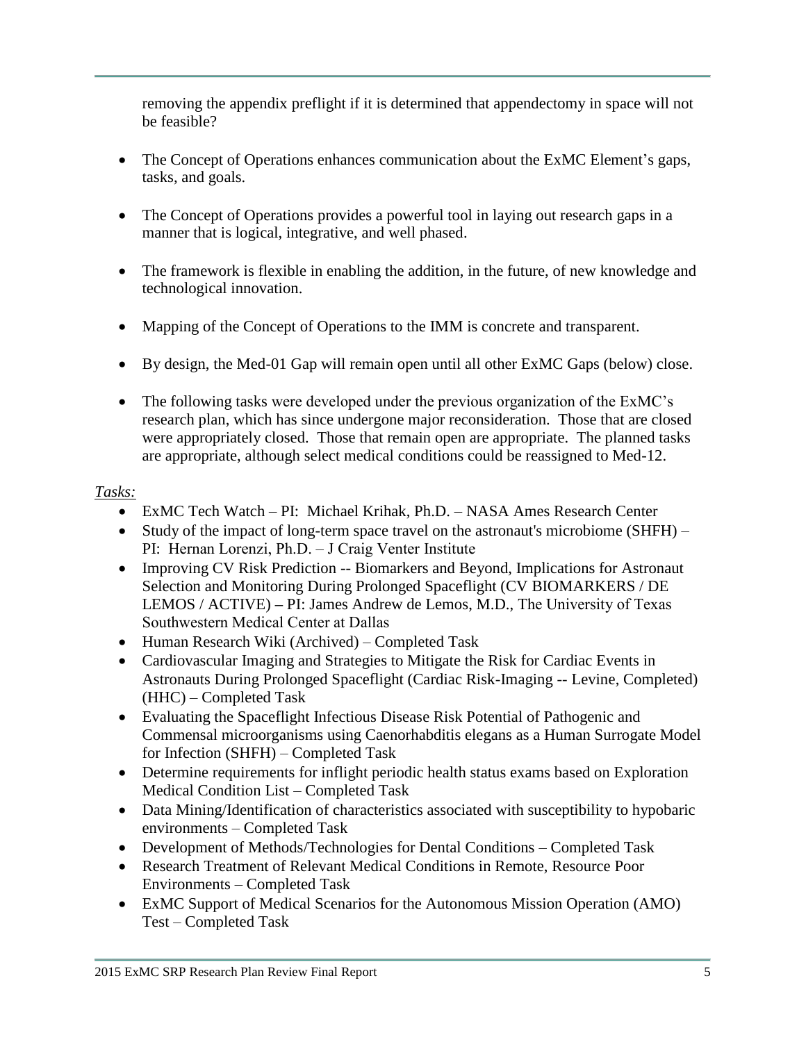removing the appendix preflight if it is determined that appendectomy in space will not be feasible?

- The Concept of Operations enhances communication about the ExMC Element's gaps, tasks, and goals.
- The Concept of Operations provides a powerful tool in laying out research gaps in a manner that is logical, integrative, and well phased.
- The framework is flexible in enabling the addition, in the future, of new knowledge and technological innovation.
- Mapping of the Concept of Operations to the IMM is concrete and transparent.
- By design, the Med-01 Gap will remain open until all other ExMC Gaps (below) close.
- The following tasks were developed under the previous organization of the ExMC's research plan, which has since undergone major reconsideration. Those that are closed were appropriately closed. Those that remain open are appropriate. The planned tasks are appropriate, although select medical conditions could be reassigned to Med-12.

*Tasks:*

- ExMC Tech Watch – PI: Michael Krihak, Ph.D. – NASA Ames Research Center
- Study of the impact of long-term space travel on the astronaut's microbiome (SHFH) – PI: Hernan Lorenzi, Ph.D. – J Craig Venter Institute
- Improving CV Risk Prediction -- Biomarkers and Beyond, Implications for Astronaut Selection and Monitoring During Prolonged Spaceflight (CV BIOMARKERS / DE LEMOS / ACTIVE) **–** PI: James Andrew de Lemos, M.D., The University of Texas Southwestern Medical Center at Dallas
- Human Research Wiki (Archived) – Completed Task
- Cardiovascular Imaging and Strategies to Mitigate the Risk for Cardiac Events in Astronauts During Prolonged Spaceflight (Cardiac Risk-Imaging -- Levine, Completed) (HHC) – Completed Task
- Evaluating the Spaceflight Infectious Disease Risk Potential of Pathogenic and Commensal microorganisms using Caenorhabditis elegans as a Human Surrogate Model for Infection (SHFH) – Completed Task
- Determine requirements for inflight periodic health status exams based on Exploration Medical Condition List – Completed Task
- Data Mining/Identification of characteristics associated with susceptibility to hypobaric environments – Completed Task
- Development of Methods/Technologies for Dental Conditions – Completed Task
- Research Treatment of Relevant Medical Conditions in Remote, Resource Poor Environments – Completed Task
- ExMC Support of Medical Scenarios for the Autonomous Mission Operation (AMO) Test – Completed Task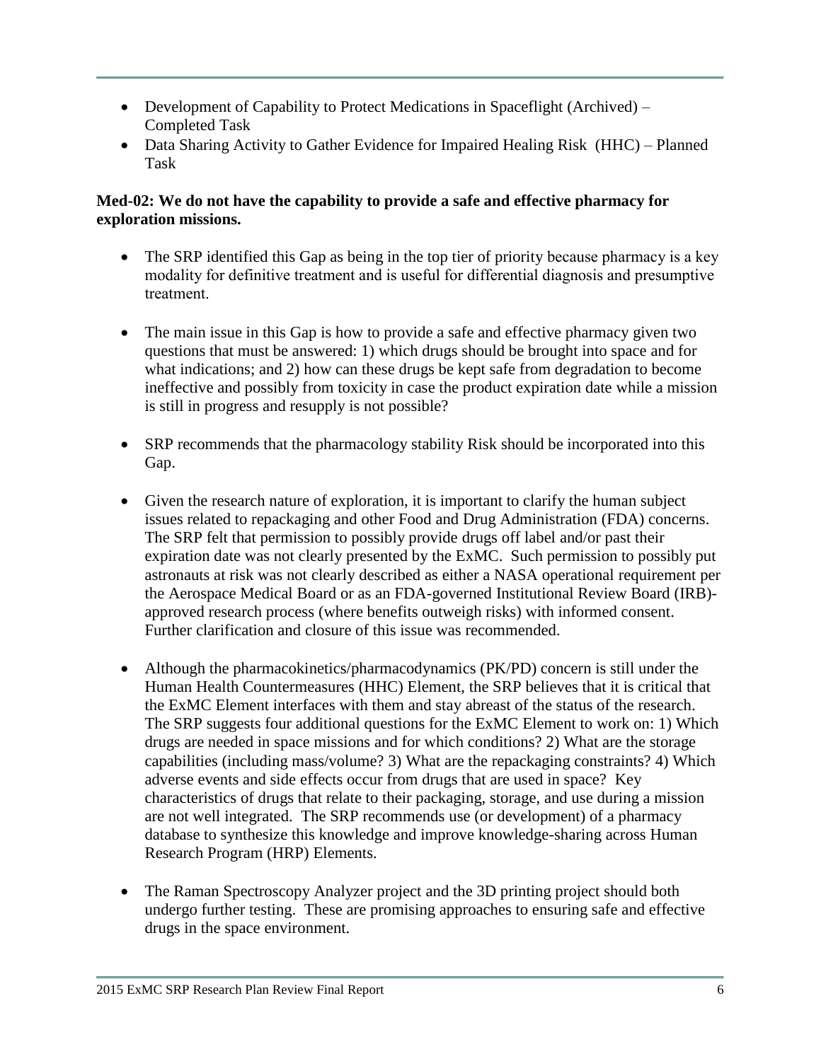- Development of Capability to Protect Medications in Spaceflight (Archived) – Completed Task
- Data Sharing Activity to Gather Evidence for Impaired Healing Risk (HHC) – Planned Task

**Med-02: We do not have the capability to provide a safe and effective pharmacy for exploration missions.**

- The SRP identified this Gap as being in the top tier of priority because pharmacy is a key modality for definitive treatment and is useful for differential diagnosis and presumptive treatment.

- The main issue in this Gap is how to provide a safe and effective pharmacy given two questions that must be answered: 1) which drugs should be brought into space and for what indications; and 2) how can these drugs be kept safe from degradation to become ineffective and possibly from toxicity in case the product expiration date while a mission is still in progress and resupply is not possible?

- SRP recommends that the pharmacology stability Risk should be incorporated into this Gap.

- Given the research nature of exploration, it is important to clarify the human subject issues related to repackaging and other Food and Drug Administration (FDA) concerns. The SRP felt that permission to possibly provide drugs off label and/or past their expiration date was not clearly presented by the ExMC. Such permission to possibly put astronauts at risk was not clearly described as either a NASA operational requirement per the Aerospace Medical Board or as an FDA-governed Institutional Review Board (IRB)-approved research process (where benefits outweigh risks) with informed consent. Further clarification and closure of this issue was recommended.

- Although the pharmacokinetics/pharmacodynamics (PK/PD) concern is still under the Human Health Countermeasures (HHC) Element, the SRP believes that it is critical that the ExMC Element interfaces with them and stay abreast of the status of the research. The SRP suggests four additional questions for the ExMC Element to work on: 1) Which drugs are needed in space missions and for which conditions? 2) What are the storage capabilities (including mass/volume? 3) What are the repackaging constraints? 4) Which adverse events and side effects occur from drugs that are used in space? Key characteristics of drugs that relate to their packaging, storage, and use during a mission are not well integrated. The SRP recommends use (or development) of a pharmacy database to synthesize this knowledge and improve knowledge-sharing across Human Research Program (HRP) Elements.

- The Raman Spectroscopy Analyzer project and the 3D printing project should both undergo further testing. These are promising approaches to ensuring safe and effective drugs in the space environment.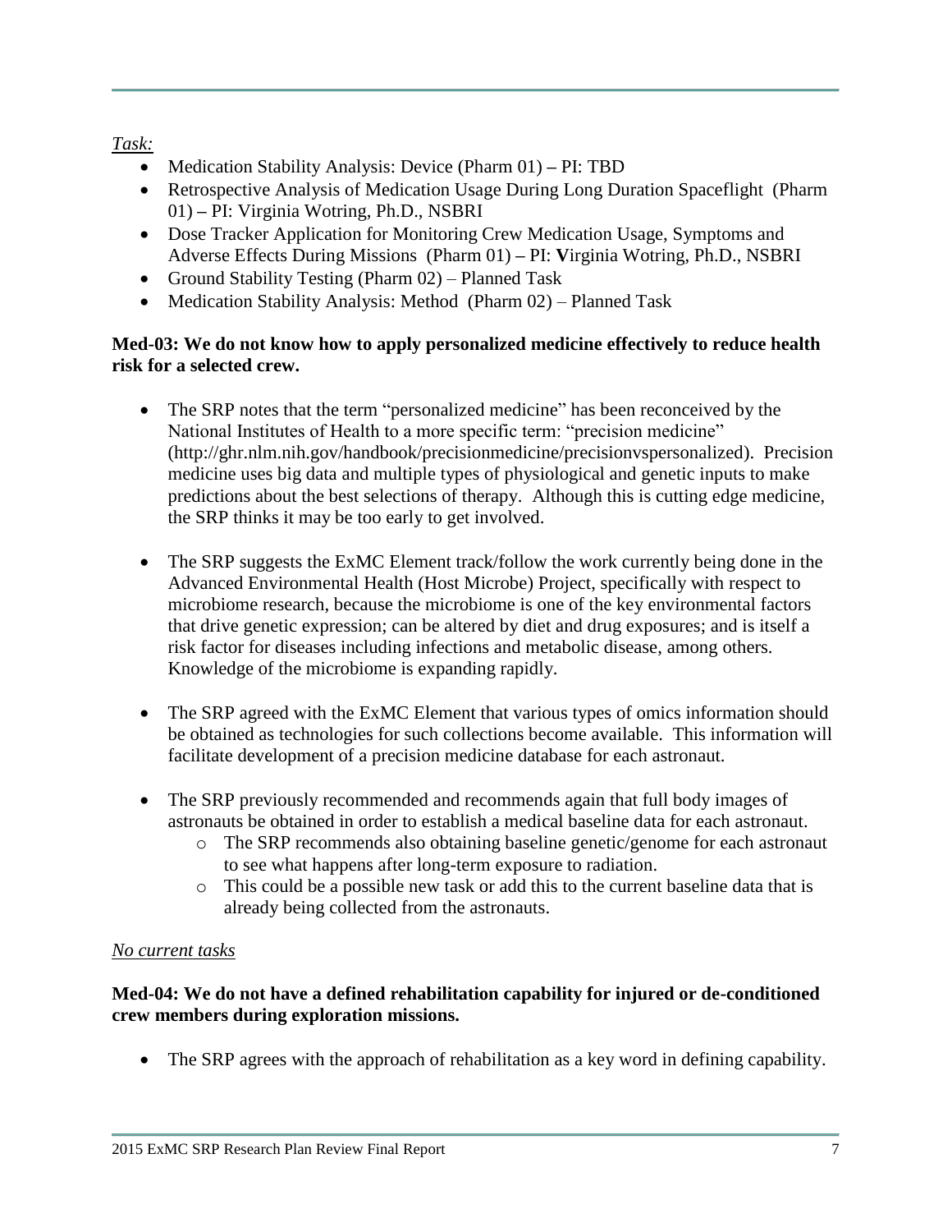*Task:*

- Medication Stability Analysis: Device (Pharm 01) **–** PI: TBD
- Retrospective Analysis of Medication Usage During Long Duration Spaceflight (Pharm 01) **–** PI: Virginia Wotring, Ph.D., NSBRI
- Dose Tracker Application for Monitoring Crew Medication Usage, Symptoms and Adverse Effects During Missions (Pharm 01) **–** PI: **V**irginia Wotring, Ph.D., NSBRI
- Ground Stability Testing (Pharm 02) – Planned Task
- Medication Stability Analysis: Method (Pharm 02) – Planned Task

**Med-03: We do not know how to apply personalized medicine effectively to reduce health risk for a selected crew.**

- The SRP notes that the term "personalized medicine" has been reconceived by the National Institutes of Health to a more specific term: "precision medicine" (http://ghr.nlm.nih.gov/handbook/precisionmedicine/precisionvspersonalized). Precision medicine uses big data and multiple types of physiological and genetic inputs to make predictions about the best selections of therapy. Although this is cutting edge medicine, the SRP thinks it may be too early to get involved.

- The SRP suggests the ExMC Element track/follow the work currently being done in the Advanced Environmental Health (Host Microbe) Project, specifically with respect to microbiome research, because the microbiome is one of the key environmental factors that drive genetic expression; can be altered by diet and drug exposures; and is itself a risk factor for diseases including infections and metabolic disease, among others. Knowledge of the microbiome is expanding rapidly.

- The SRP agreed with the ExMC Element that various types of omics information should be obtained as technologies for such collections become available. This information will facilitate development of a precision medicine database for each astronaut.

- The SRP previously recommended and recommends again that full body images of astronauts be obtained in order to establish a medical baseline data for each astronaut.
    - The SRP recommends also obtaining baseline genetic/genome for each astronaut to see what happens after long-term exposure to radiation.
    - This could be a possible new task or add this to the current baseline data that is already being collected from the astronauts.

*No current tasks*

**Med-04: We do not have a defined rehabilitation capability for injured or de-conditioned crew members during exploration missions.**

- The SRP agrees with the approach of rehabilitation as a key word in defining capability.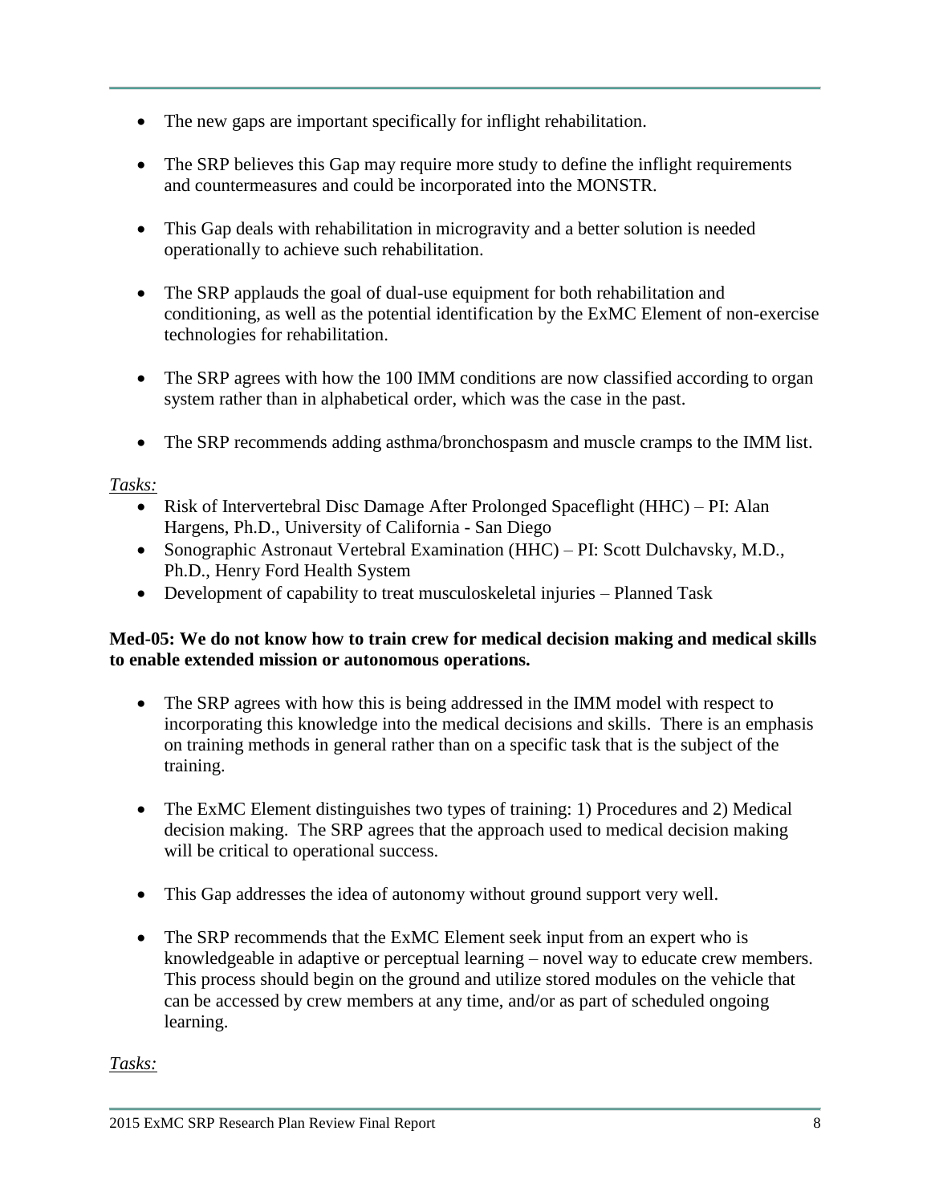- The new gaps are important specifically for inflight rehabilitation.

- The SRP believes this Gap may require more study to define the inflight requirements and countermeasures and could be incorporated into the MONSTR.

- This Gap deals with rehabilitation in microgravity and a better solution is needed operationally to achieve such rehabilitation.

- The SRP applauds the goal of dual-use equipment for both rehabilitation and conditioning, as well as the potential identification by the ExMC Element of non-exercise technologies for rehabilitation.

- The SRP agrees with how the 100 IMM conditions are now classified according to organ system rather than in alphabetical order, which was the case in the past.

- The SRP recommends adding asthma/bronchospasm and muscle cramps to the IMM list.

*Tasks:*

- Risk of Intervertebral Disc Damage After Prolonged Spaceflight (HHC) – PI: Alan Hargens, Ph.D., University of California - San Diego
- Sonographic Astronaut Vertebral Examination (HHC) – PI: Scott Dulchavsky, M.D., Ph.D., Henry Ford Health System
- Development of capability to treat musculoskeletal injuries – Planned Task

**Med-05: We do not know how to train crew for medical decision making and medical skills to enable extended mission or autonomous operations.**

- The SRP agrees with how this is being addressed in the IMM model with respect to incorporating this knowledge into the medical decisions and skills. There is an emphasis on training methods in general rather than on a specific task that is the subject of the training.

- The ExMC Element distinguishes two types of training: 1) Procedures and 2) Medical decision making. The SRP agrees that the approach used to medical decision making will be critical to operational success.

- This Gap addresses the idea of autonomy without ground support very well.

- The SRP recommends that the ExMC Element seek input from an expert who is knowledgeable in adaptive or perceptual learning – novel way to educate crew members. This process should begin on the ground and utilize stored modules on the vehicle that can be accessed by crew members at any time, and/or as part of scheduled ongoing learning.

*Tasks:*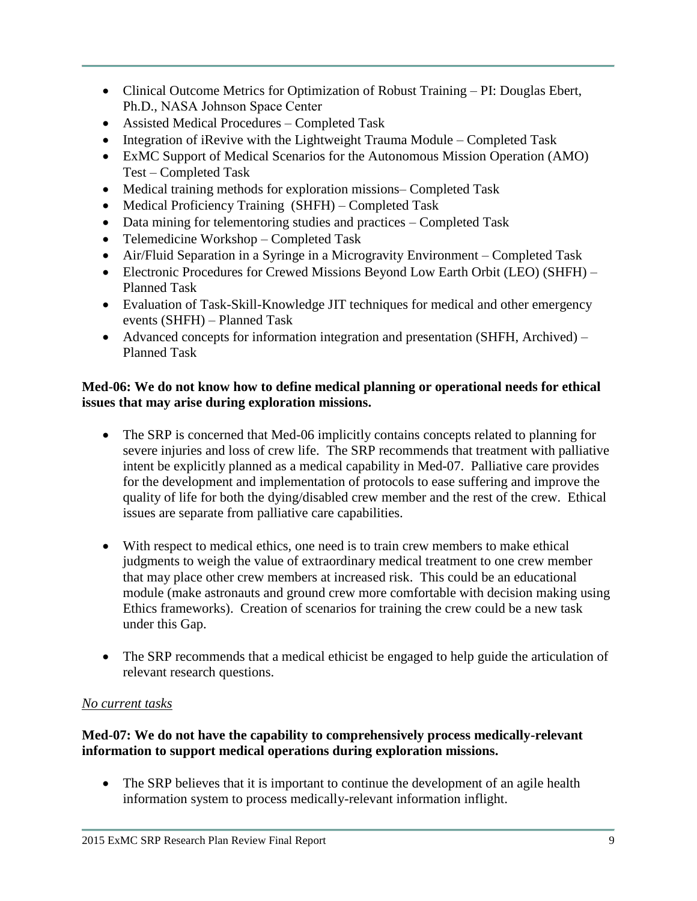- Clinical Outcome Metrics for Optimization of Robust Training – PI: Douglas Ebert, Ph.D., NASA Johnson Space Center
- Assisted Medical Procedures – Completed Task
- Integration of iRevive with the Lightweight Trauma Module – Completed Task
- ExMC Support of Medical Scenarios for the Autonomous Mission Operation (AMO) Test – Completed Task
- Medical training methods for exploration missions– Completed Task
- Medical Proficiency Training (SHFH) – Completed Task
- Data mining for telementoring studies and practices – Completed Task
- Telemedicine Workshop – Completed Task
- Air/Fluid Separation in a Syringe in a Microgravity Environment – Completed Task
- Electronic Procedures for Crewed Missions Beyond Low Earth Orbit (LEO) (SHFH) – Planned Task
- Evaluation of Task-Skill-Knowledge JIT techniques for medical and other emergency events (SHFH) – Planned Task
- Advanced concepts for information integration and presentation (SHFH, Archived) – Planned Task

**Med-06: We do not know how to define medical planning or operational needs for ethical issues that may arise during exploration missions.**

- The SRP is concerned that Med-06 implicitly contains concepts related to planning for severe injuries and loss of crew life. The SRP recommends that treatment with palliative intent be explicitly planned as a medical capability in Med-07. Palliative care provides for the development and implementation of protocols to ease suffering and improve the quality of life for both the dying/disabled crew member and the rest of the crew. Ethical issues are separate from palliative care capabilities.

- With respect to medical ethics, one need is to train crew members to make ethical judgments to weigh the value of extraordinary medical treatment to one crew member that may place other crew members at increased risk. This could be an educational module (make astronauts and ground crew more comfortable with decision making using Ethics frameworks). Creation of scenarios for training the crew could be a new task under this Gap.

- The SRP recommends that a medical ethicist be engaged to help guide the articulation of relevant research questions.

*No current tasks*

**Med-07: We do not have the capability to comprehensively process medically-relevant information to support medical operations during exploration missions.**

- The SRP believes that it is important to continue the development of an agile health information system to process medically-relevant information inflight.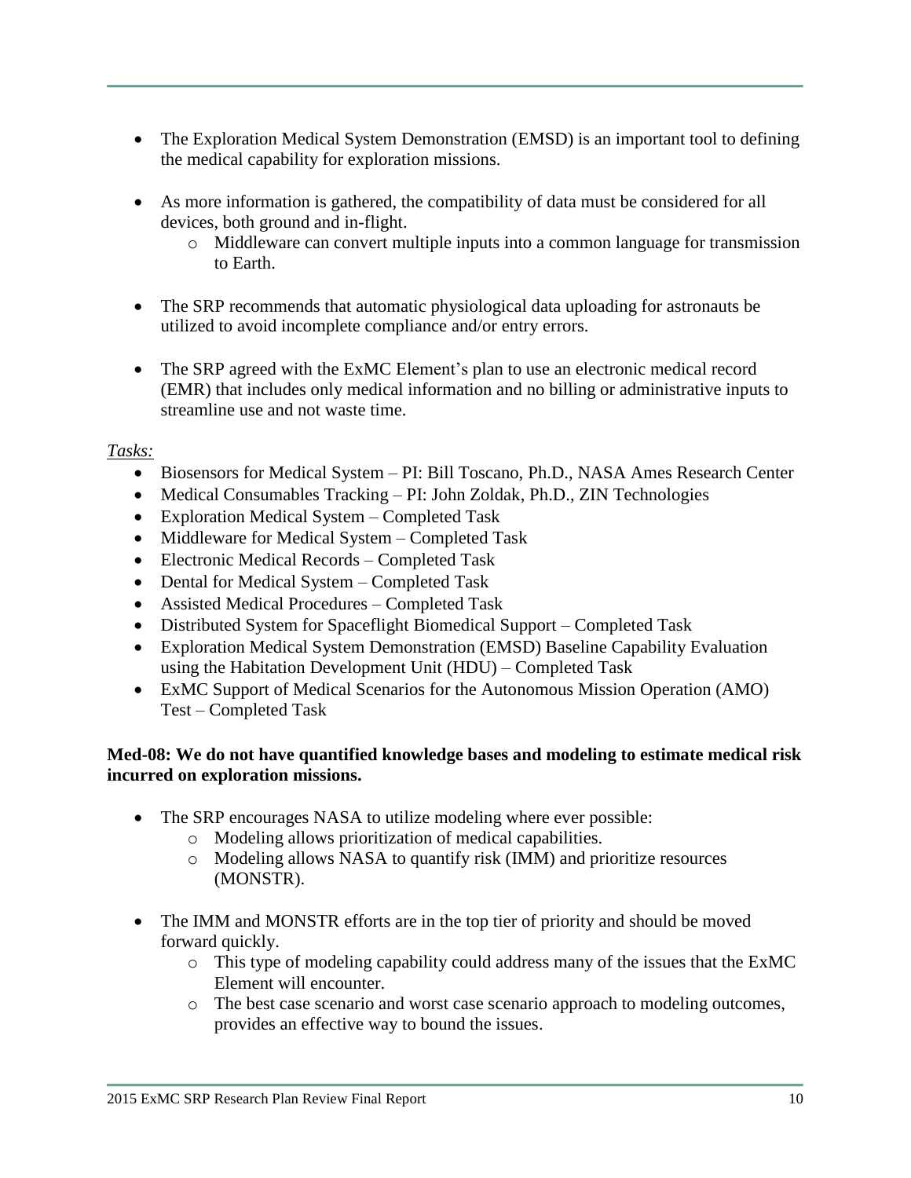- The Exploration Medical System Demonstration (EMSD) is an important tool to defining the medical capability for exploration missions.

- As more information is gathered, the compatibility of data must be considered for all devices, both ground and in-flight.
  - Middleware can convert multiple inputs into a common language for transmission to Earth.

- The SRP recommends that automatic physiological data uploading for astronauts be utilized to avoid incomplete compliance and/or entry errors.

- The SRP agreed with the ExMC Element's plan to use an electronic medical record (EMR) that includes only medical information and no billing or administrative inputs to streamline use and not waste time.

*Tasks:*

- Biosensors for Medical System – PI: Bill Toscano, Ph.D., NASA Ames Research Center
- Medical Consumables Tracking – PI: John Zoldak, Ph.D., ZIN Technologies
- Exploration Medical System – Completed Task
- Middleware for Medical System – Completed Task
- Electronic Medical Records – Completed Task
- Dental for Medical System – Completed Task
- Assisted Medical Procedures – Completed Task
- Distributed System for Spaceflight Biomedical Support – Completed Task
- Exploration Medical System Demonstration (EMSD) Baseline Capability Evaluation using the Habitation Development Unit (HDU) – Completed Task
- ExMC Support of Medical Scenarios for the Autonomous Mission Operation (AMO) Test – Completed Task

**Med-08: We do not have quantified knowledge bases and modeling to estimate medical risk incurred on exploration missions.**

- The SRP encourages NASA to utilize modeling where ever possible:
  - Modeling allows prioritization of medical capabilities.
  - Modeling allows NASA to quantify risk (IMM) and prioritize resources (MONSTR).

- The IMM and MONSTR efforts are in the top tier of priority and should be moved forward quickly.
  - This type of modeling capability could address many of the issues that the ExMC Element will encounter.
  - The best case scenario and worst case scenario approach to modeling outcomes, provides an effective way to bound the issues.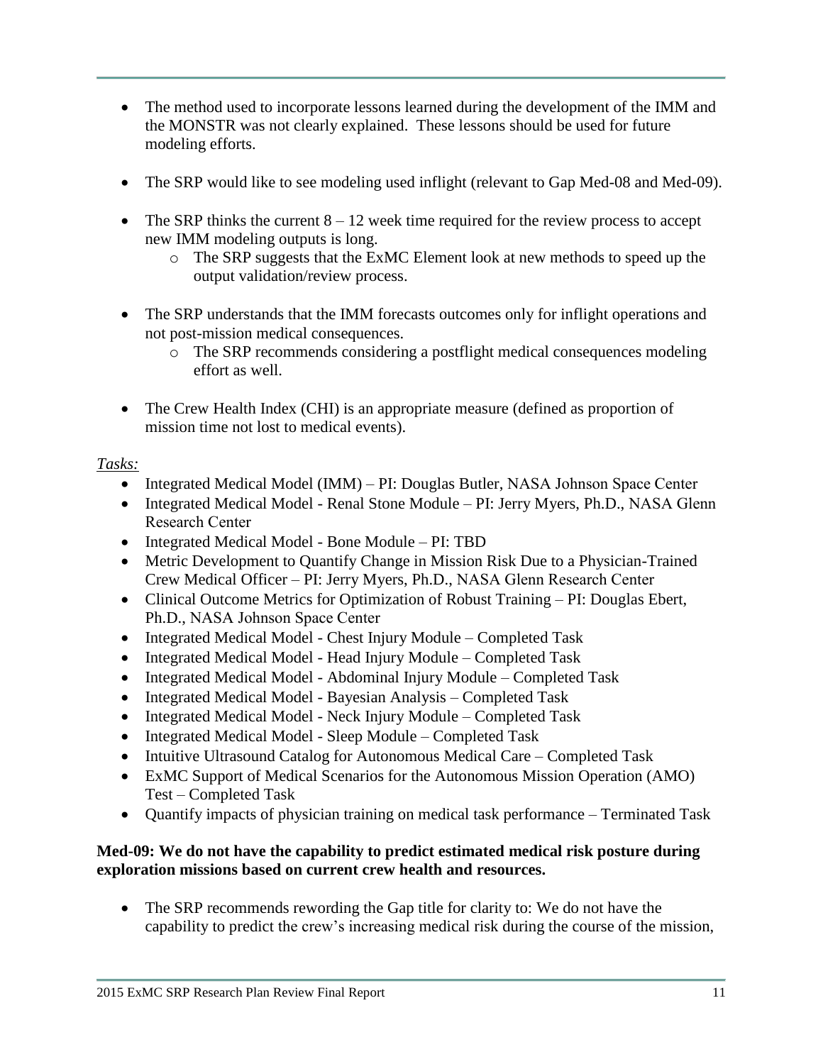- The method used to incorporate lessons learned during the development of the IMM and the MONSTR was not clearly explained. These lessons should be used for future modeling efforts.

- The SRP would like to see modeling used inflight (relevant to Gap Med-08 and Med-09).

- The SRP thinks the current 8 – 12 week time required for the review process to accept new IMM modeling outputs is long.
  - The SRP suggests that the ExMC Element look at new methods to speed up the output validation/review process.

- The SRP understands that the IMM forecasts outcomes only for inflight operations and not post-mission medical consequences.
  - The SRP recommends considering a postflight medical consequences modeling effort as well.

- The Crew Health Index (CHI) is an appropriate measure (defined as proportion of mission time not lost to medical events).

*Tasks:*

- Integrated Medical Model (IMM) – PI: Douglas Butler, NASA Johnson Space Center
- Integrated Medical Model - Renal Stone Module – PI: Jerry Myers, Ph.D., NASA Glenn Research Center
- Integrated Medical Model - Bone Module – PI: TBD
- Metric Development to Quantify Change in Mission Risk Due to a Physician-Trained Crew Medical Officer – PI: Jerry Myers, Ph.D., NASA Glenn Research Center
- Clinical Outcome Metrics for Optimization of Robust Training – PI: Douglas Ebert, Ph.D., NASA Johnson Space Center
- Integrated Medical Model - Chest Injury Module – Completed Task
- Integrated Medical Model - Head Injury Module – Completed Task
- Integrated Medical Model - Abdominal Injury Module – Completed Task
- Integrated Medical Model - Bayesian Analysis – Completed Task
- Integrated Medical Model - Neck Injury Module – Completed Task
- Integrated Medical Model - Sleep Module – Completed Task
- Intuitive Ultrasound Catalog for Autonomous Medical Care – Completed Task
- ExMC Support of Medical Scenarios for the Autonomous Mission Operation (AMO) Test – Completed Task
- Quantify impacts of physician training on medical task performance – Terminated Task

**Med-09: We do not have the capability to predict estimated medical risk posture during exploration missions based on current crew health and resources.**

- The SRP recommends rewording the Gap title for clarity to: We do not have the capability to predict the crew's increasing medical risk during the course of the mission,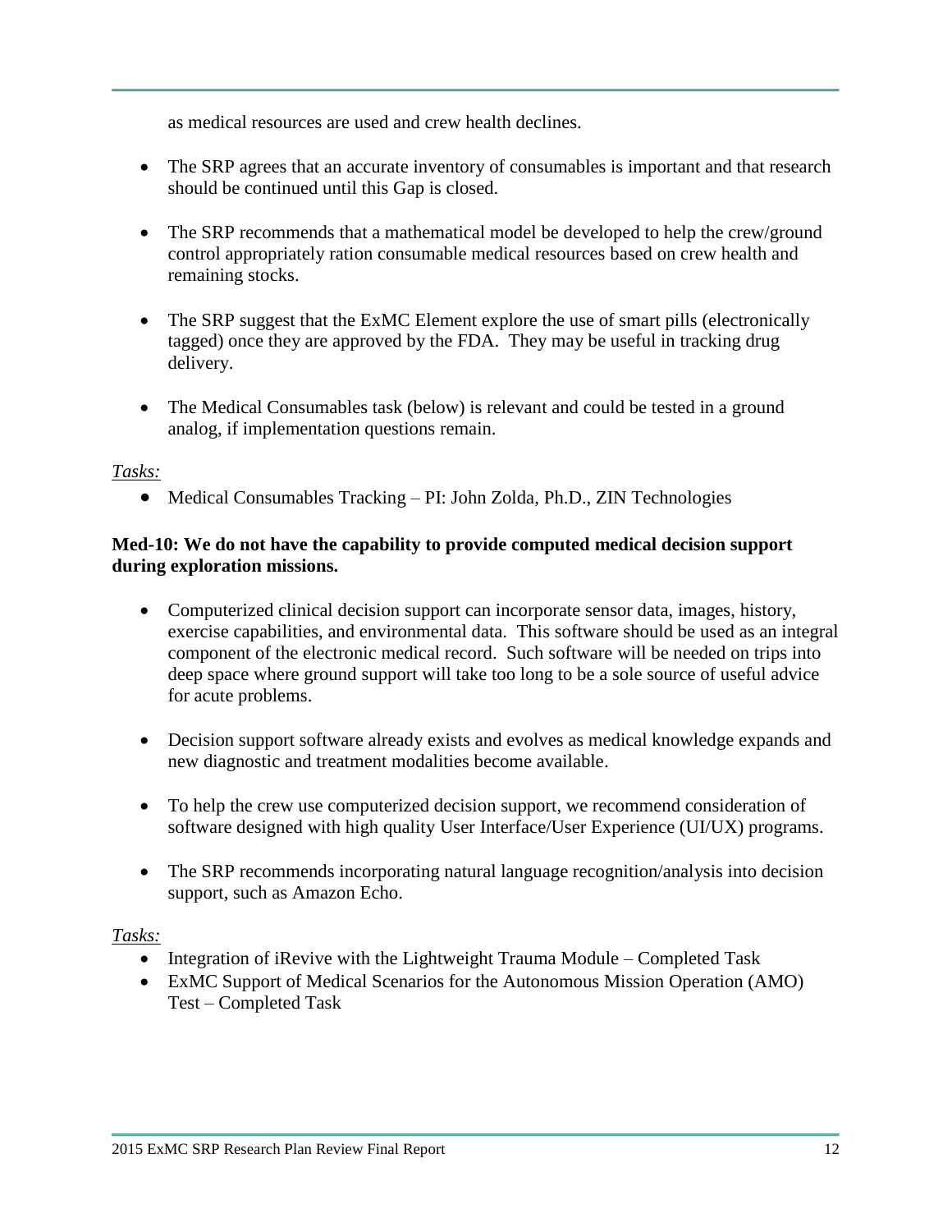as medical resources are used and crew health declines.

- The SRP agrees that an accurate inventory of consumables is important and that research should be continued until this Gap is closed.

- The SRP recommends that a mathematical model be developed to help the crew/ground control appropriately ration consumable medical resources based on crew health and remaining stocks.

- The SRP suggest that the ExMC Element explore the use of smart pills (electronically tagged) once they are approved by the FDA. They may be useful in tracking drug delivery.

- The Medical Consumables task (below) is relevant and could be tested in a ground analog, if implementation questions remain.

*Tasks:*

- Medical Consumables Tracking – PI: John Zolda, Ph.D., ZIN Technologies

**Med-10: We do not have the capability to provide computed medical decision support during exploration missions.**

- Computerized clinical decision support can incorporate sensor data, images, history, exercise capabilities, and environmental data. This software should be used as an integral component of the electronic medical record. Such software will be needed on trips into deep space where ground support will take too long to be a sole source of useful advice for acute problems.

- Decision support software already exists and evolves as medical knowledge expands and new diagnostic and treatment modalities become available.

- To help the crew use computerized decision support, we recommend consideration of software designed with high quality User Interface/User Experience (UI/UX) programs.

- The SRP recommends incorporating natural language recognition/analysis into decision support, such as Amazon Echo.

*Tasks:*

- Integration of iRevive with the Lightweight Trauma Module – Completed Task
- ExMC Support of Medical Scenarios for the Autonomous Mission Operation (AMO) Test – Completed Task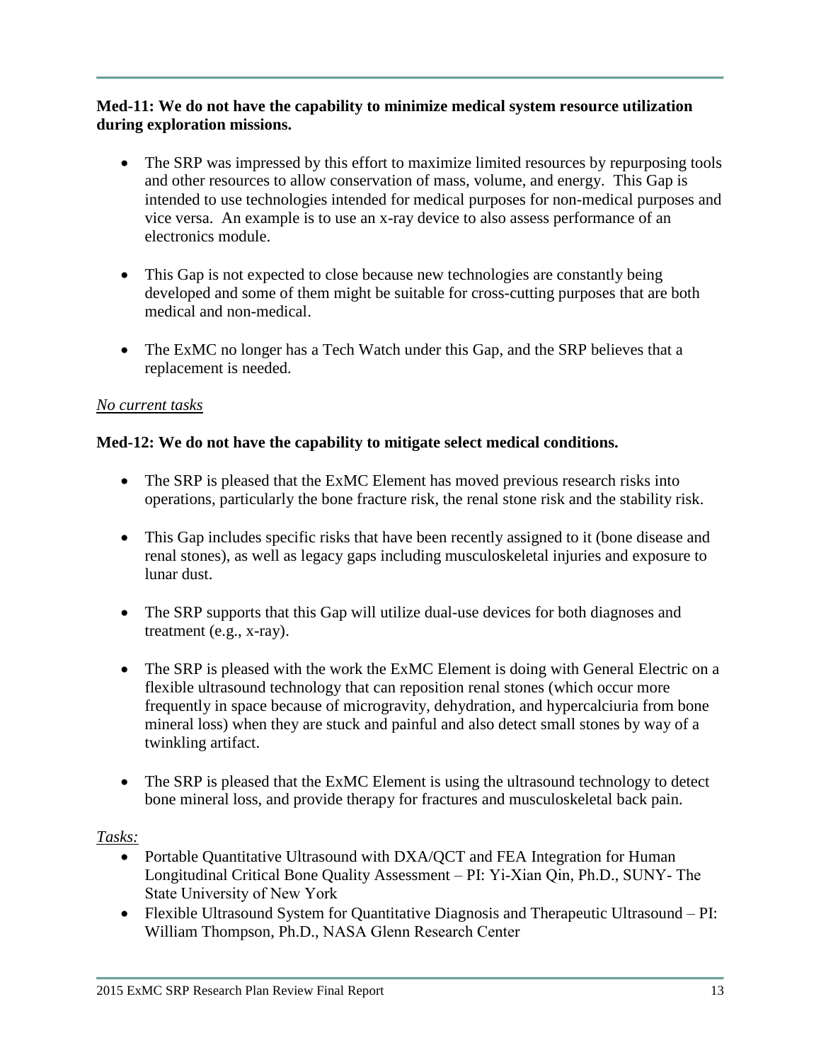**Med-11: We do not have the capability to minimize medical system resource utilization during exploration missions.**

- The SRP was impressed by this effort to maximize limited resources by repurposing tools and other resources to allow conservation of mass, volume, and energy. This Gap is intended to use technologies intended for medical purposes for non-medical purposes and vice versa. An example is to use an x-ray device to also assess performance of an electronics module.

- This Gap is not expected to close because new technologies are constantly being developed and some of them might be suitable for cross-cutting purposes that are both medical and non-medical.

- The ExMC no longer has a Tech Watch under this Gap, and the SRP believes that a replacement is needed.

*No current tasks*

**Med-12: We do not have the capability to mitigate select medical conditions.**

- The SRP is pleased that the ExMC Element has moved previous research risks into operations, particularly the bone fracture risk, the renal stone risk and the stability risk.

- This Gap includes specific risks that have been recently assigned to it (bone disease and renal stones), as well as legacy gaps including musculoskeletal injuries and exposure to lunar dust.

- The SRP supports that this Gap will utilize dual-use devices for both diagnoses and treatment (e.g., x-ray).

- The SRP is pleased with the work the ExMC Element is doing with General Electric on a flexible ultrasound technology that can reposition renal stones (which occur more frequently in space because of microgravity, dehydration, and hypercalciuria from bone mineral loss) when they are stuck and painful and also detect small stones by way of a twinkling artifact.

- The SRP is pleased that the ExMC Element is using the ultrasound technology to detect bone mineral loss, and provide therapy for fractures and musculoskeletal back pain.

*Tasks:*

- Portable Quantitative Ultrasound with DXA/QCT and FEA Integration for Human Longitudinal Critical Bone Quality Assessment – PI: Yi-Xian Qin, Ph.D., SUNY- The State University of New York
- Flexible Ultrasound System for Quantitative Diagnosis and Therapeutic Ultrasound – PI: William Thompson, Ph.D., NASA Glenn Research Center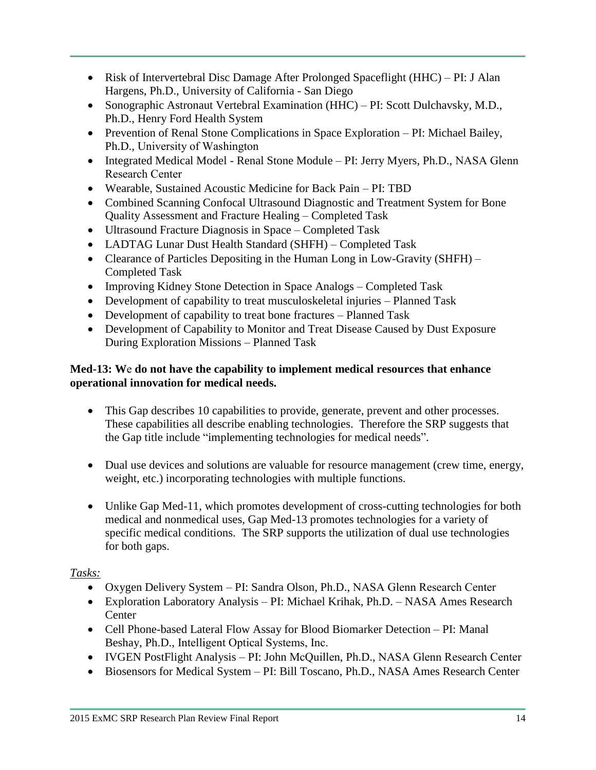- Risk of Intervertebral Disc Damage After Prolonged Spaceflight (HHC) – PI: J Alan Hargens, Ph.D., University of California - San Diego
- Sonographic Astronaut Vertebral Examination (HHC) – PI: Scott Dulchavsky, M.D., Ph.D., Henry Ford Health System
- Prevention of Renal Stone Complications in Space Exploration – PI: Michael Bailey, Ph.D., University of Washington
- Integrated Medical Model - Renal Stone Module – PI: Jerry Myers, Ph.D., NASA Glenn Research Center
- Wearable, Sustained Acoustic Medicine for Back Pain – PI: TBD
- Combined Scanning Confocal Ultrasound Diagnostic and Treatment System for Bone Quality Assessment and Fracture Healing – Completed Task
- Ultrasound Fracture Diagnosis in Space – Completed Task
- LADTAG Lunar Dust Health Standard (SHFH) – Completed Task
- Clearance of Particles Depositing in the Human Long in Low-Gravity (SHFH) – Completed Task
- Improving Kidney Stone Detection in Space Analogs – Completed Task
- Development of capability to treat musculoskeletal injuries – Planned Task
- Development of capability to treat bone fractures – Planned Task
- Development of Capability to Monitor and Treat Disease Caused by Dust Exposure During Exploration Missions – Planned Task

**Med-13: We do not have the capability to implement medical resources that enhance operational innovation for medical needs.**

- This Gap describes 10 capabilities to provide, generate, prevent and other processes. These capabilities all describe enabling technologies. Therefore the SRP suggests that the Gap title include "implementing technologies for medical needs".

- Dual use devices and solutions are valuable for resource management (crew time, energy, weight, etc.) incorporating technologies with multiple functions.

- Unlike Gap Med-11, which promotes development of cross-cutting technologies for both medical and nonmedical uses, Gap Med-13 promotes technologies for a variety of specific medical conditions. The SRP supports the utilization of dual use technologies for both gaps.

*Tasks:*

- Oxygen Delivery System – PI: Sandra Olson, Ph.D., NASA Glenn Research Center
- Exploration Laboratory Analysis – PI: Michael Krihak, Ph.D. – NASA Ames Research Center
- Cell Phone-based Lateral Flow Assay for Blood Biomarker Detection – PI: Manal Beshay, Ph.D., Intelligent Optical Systems, Inc.
- IVGEN PostFlight Analysis – PI: John McQuillen, Ph.D., NASA Glenn Research Center
- Biosensors for Medical System – PI: Bill Toscano, Ph.D., NASA Ames Research Center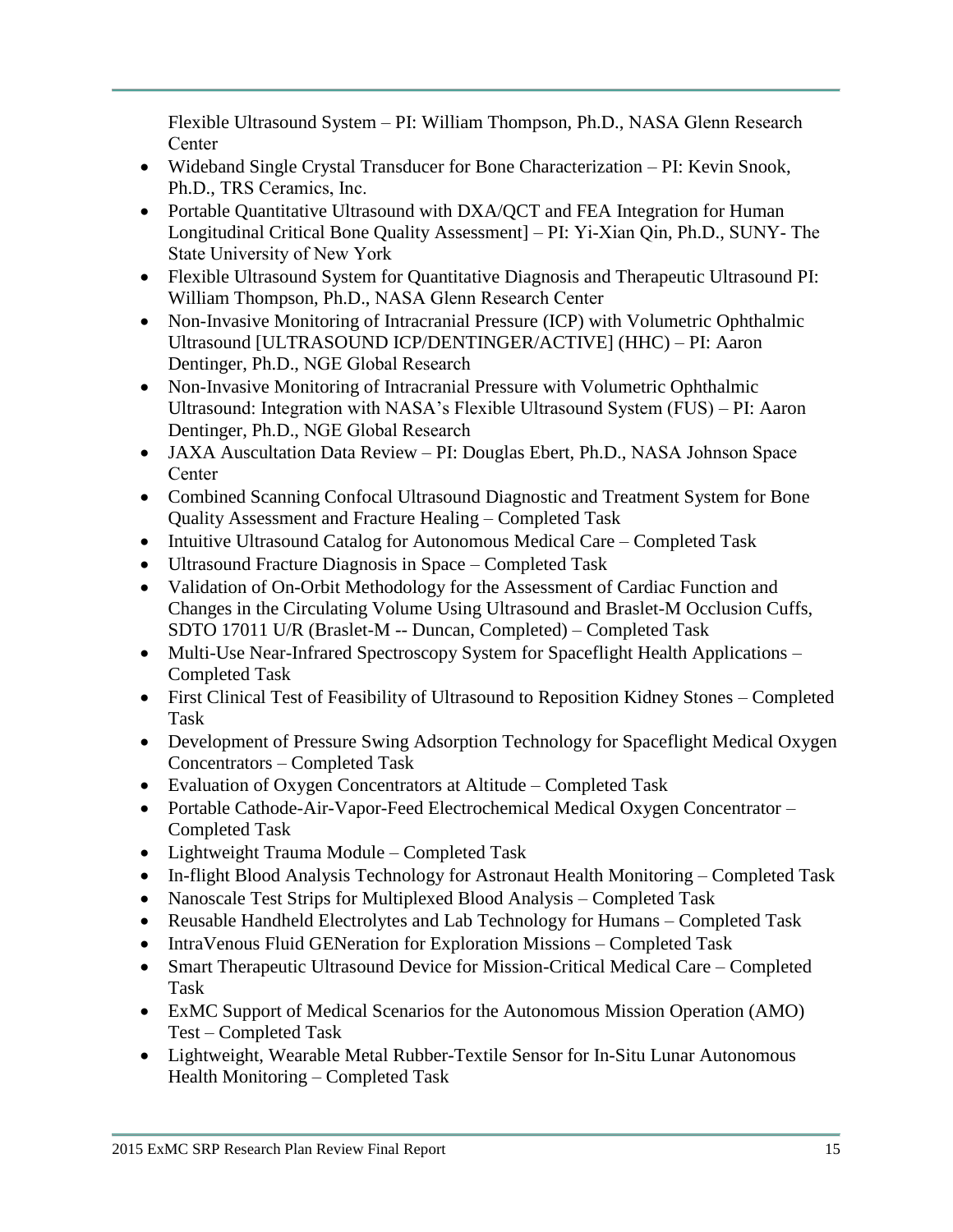Flexible Ultrasound System – PI: William Thompson, Ph.D., NASA Glenn Research Center

- Wideband Single Crystal Transducer for Bone Characterization – PI: Kevin Snook, Ph.D., TRS Ceramics, Inc.
- Portable Quantitative Ultrasound with DXA/QCT and FEA Integration for Human Longitudinal Critical Bone Quality Assessment] – PI: Yi-Xian Qin, Ph.D., SUNY- The State University of New York
- Flexible Ultrasound System for Quantitative Diagnosis and Therapeutic Ultrasound PI: William Thompson, Ph.D., NASA Glenn Research Center
- Non-Invasive Monitoring of Intracranial Pressure (ICP) with Volumetric Ophthalmic Ultrasound [ULTRASOUND ICP/DENTINGER/ACTIVE] (HHC) – PI: Aaron Dentinger, Ph.D., NGE Global Research
- Non-Invasive Monitoring of Intracranial Pressure with Volumetric Ophthalmic Ultrasound: Integration with NASA's Flexible Ultrasound System (FUS) – PI: Aaron Dentinger, Ph.D., NGE Global Research
- JAXA Auscultation Data Review – PI: Douglas Ebert, Ph.D., NASA Johnson Space Center
- Combined Scanning Confocal Ultrasound Diagnostic and Treatment System for Bone Quality Assessment and Fracture Healing – Completed Task
- Intuitive Ultrasound Catalog for Autonomous Medical Care – Completed Task
- Ultrasound Fracture Diagnosis in Space – Completed Task
- Validation of On-Orbit Methodology for the Assessment of Cardiac Function and Changes in the Circulating Volume Using Ultrasound and Braslet-M Occlusion Cuffs, SDTO 17011 U/R (Braslet-M -- Duncan, Completed) – Completed Task
- Multi-Use Near-Infrared Spectroscopy System for Spaceflight Health Applications – Completed Task
- First Clinical Test of Feasibility of Ultrasound to Reposition Kidney Stones – Completed Task
- Development of Pressure Swing Adsorption Technology for Spaceflight Medical Oxygen Concentrators – Completed Task
- Evaluation of Oxygen Concentrators at Altitude – Completed Task
- Portable Cathode-Air-Vapor-Feed Electrochemical Medical Oxygen Concentrator – Completed Task
- Lightweight Trauma Module – Completed Task
- In-flight Blood Analysis Technology for Astronaut Health Monitoring – Completed Task
- Nanoscale Test Strips for Multiplexed Blood Analysis – Completed Task
- Reusable Handheld Electrolytes and Lab Technology for Humans – Completed Task
- IntraVenous Fluid GENeration for Exploration Missions – Completed Task
- Smart Therapeutic Ultrasound Device for Mission-Critical Medical Care – Completed Task
- ExMC Support of Medical Scenarios for the Autonomous Mission Operation (AMO) Test – Completed Task
- Lightweight, Wearable Metal Rubber-Textile Sensor for In-Situ Lunar Autonomous Health Monitoring – Completed Task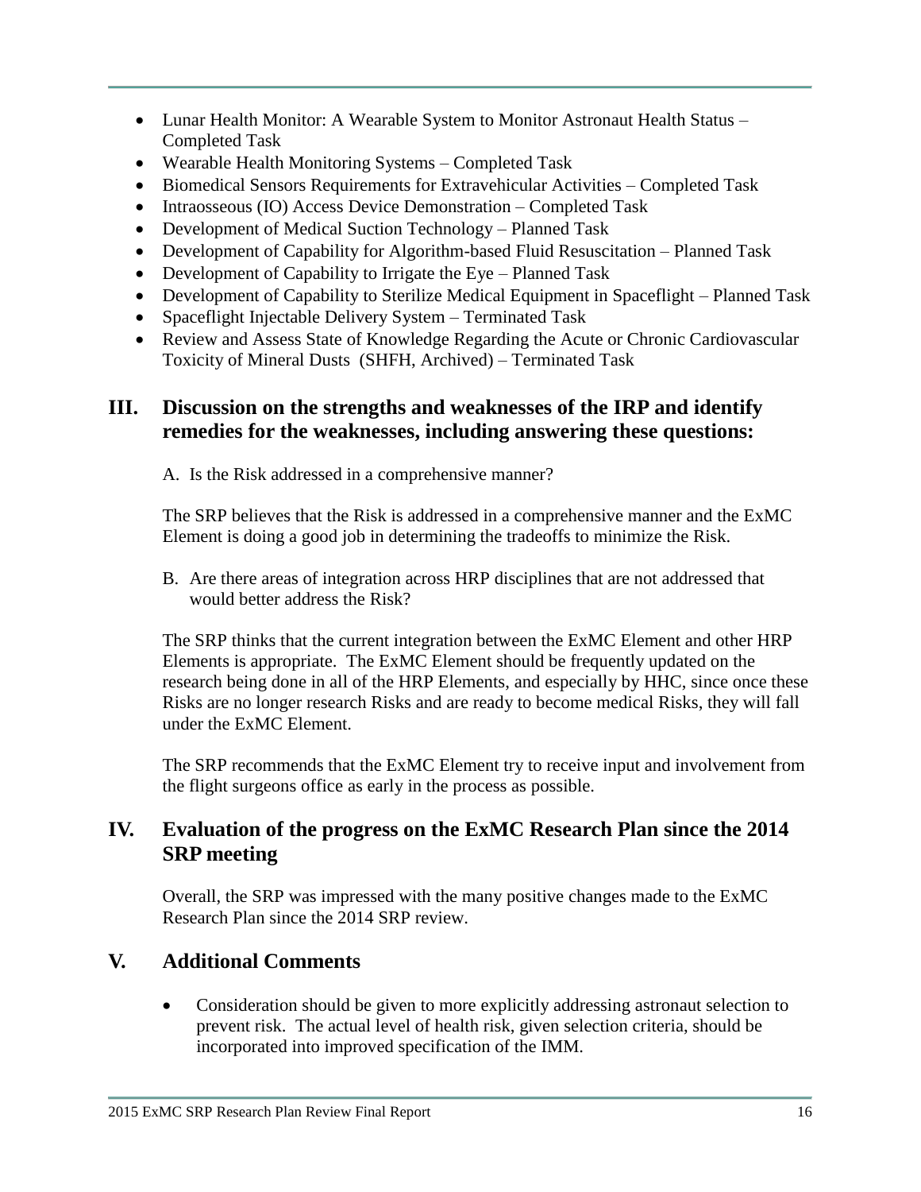- Lunar Health Monitor: A Wearable System to Monitor Astronaut Health Status – Completed Task
- Wearable Health Monitoring Systems – Completed Task
- Biomedical Sensors Requirements for Extravehicular Activities – Completed Task
- Intraosseous (IO) Access Device Demonstration – Completed Task
- Development of Medical Suction Technology – Planned Task
- Development of Capability for Algorithm-based Fluid Resuscitation – Planned Task
- Development of Capability to Irrigate the Eye – Planned Task
- Development of Capability to Sterilize Medical Equipment in Spaceflight – Planned Task
- Spaceflight Injectable Delivery System – Terminated Task
- Review and Assess State of Knowledge Regarding the Acute or Chronic Cardiovascular Toxicity of Mineral Dusts (SHFH, Archived) – Terminated Task

## III. Discussion on the strengths and weaknesses of the IRP and identify remedies for the weaknesses, including answering these questions:

A. Is the Risk addressed in a comprehensive manner?

The SRP believes that the Risk is addressed in a comprehensive manner and the ExMC Element is doing a good job in determining the tradeoffs to minimize the Risk.

B. Are there areas of integration across HRP disciplines that are not addressed that would better address the Risk?

The SRP thinks that the current integration between the ExMC Element and other HRP Elements is appropriate. The ExMC Element should be frequently updated on the research being done in all of the HRP Elements, and especially by HHC, since once these Risks are no longer research Risks and are ready to become medical Risks, they will fall under the ExMC Element.

The SRP recommends that the ExMC Element try to receive input and involvement from the flight surgeons office as early in the process as possible.

## IV. Evaluation of the progress on the ExMC Research Plan since the 2014 SRP meeting

Overall, the SRP was impressed with the many positive changes made to the ExMC Research Plan since the 2014 SRP review.

## V. Additional Comments

- Consideration should be given to more explicitly addressing astronaut selection to prevent risk. The actual level of health risk, given selection criteria, should be incorporated into improved specification of the IMM.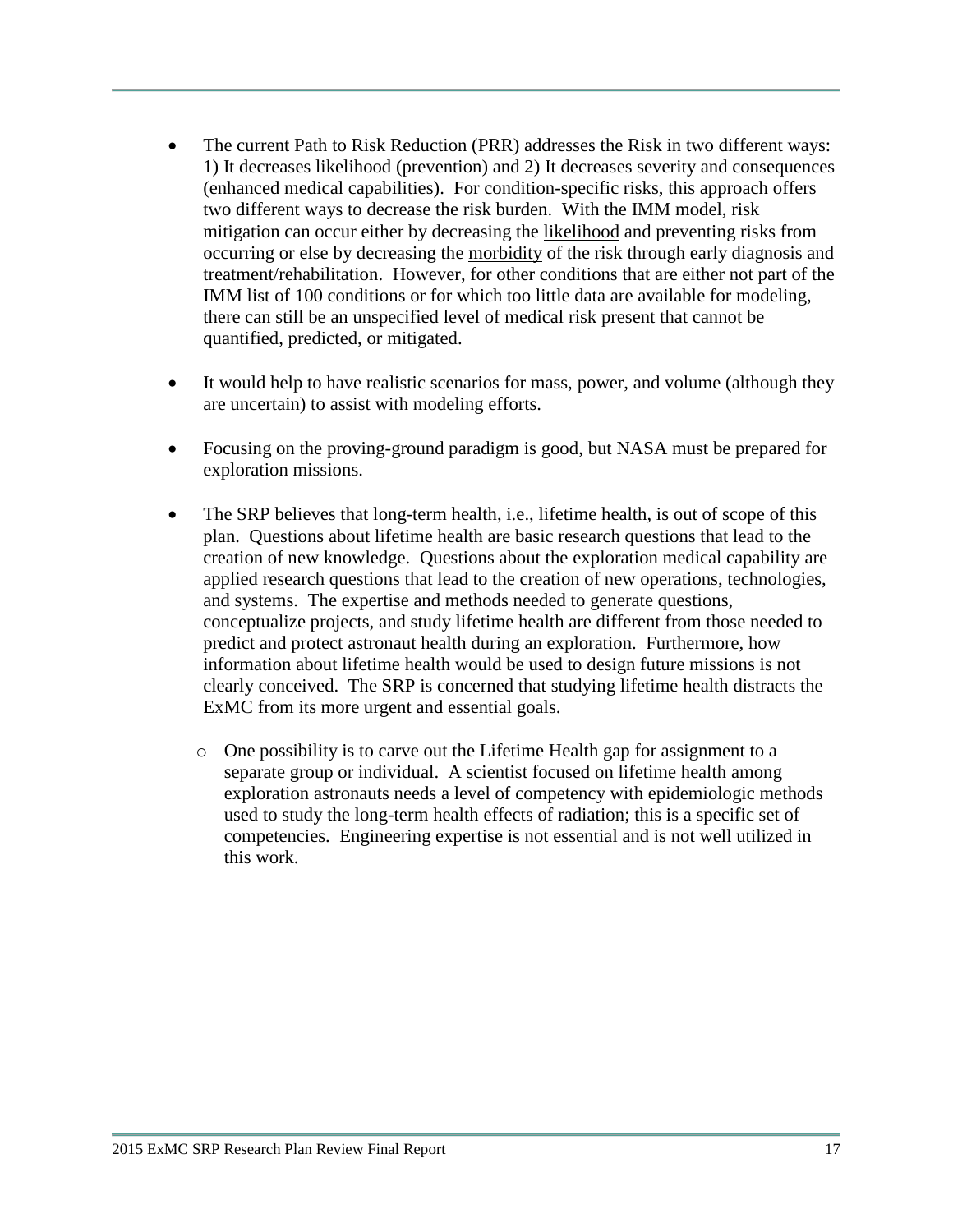- The current Path to Risk Reduction (PRR) addresses the Risk in two different ways: 1) It decreases likelihood (prevention) and 2) It decreases severity and consequences (enhanced medical capabilities). For condition-specific risks, this approach offers two different ways to decrease the risk burden. With the IMM model, risk mitigation can occur either by decreasing the likelihood and preventing risks from occurring or else by decreasing the morbidity of the risk through early diagnosis and treatment/rehabilitation. However, for other conditions that are either not part of the IMM list of 100 conditions or for which too little data are available for modeling, there can still be an unspecified level of medical risk present that cannot be quantified, predicted, or mitigated.

- It would help to have realistic scenarios for mass, power, and volume (although they are uncertain) to assist with modeling efforts.

- Focusing on the proving-ground paradigm is good, but NASA must be prepared for exploration missions.

- The SRP believes that long-term health, i.e., lifetime health, is out of scope of this plan. Questions about lifetime health are basic research questions that lead to the creation of new knowledge. Questions about the exploration medical capability are applied research questions that lead to the creation of new operations, technologies, and systems. The expertise and methods needed to generate questions, conceptualize projects, and study lifetime health are different from those needed to predict and protect astronaut health during an exploration. Furthermore, how information about lifetime health would be used to design future missions is not clearly conceived. The SRP is concerned that studying lifetime health distracts the ExMC from its more urgent and essential goals.

  - One possibility is to carve out the Lifetime Health gap for assignment to a separate group or individual. A scientist focused on lifetime health among exploration astronauts needs a level of competency with epidemiologic methods used to study the long-term health effects of radiation; this is a specific set of competencies. Engineering expertise is not essential and is not well utilized in this work.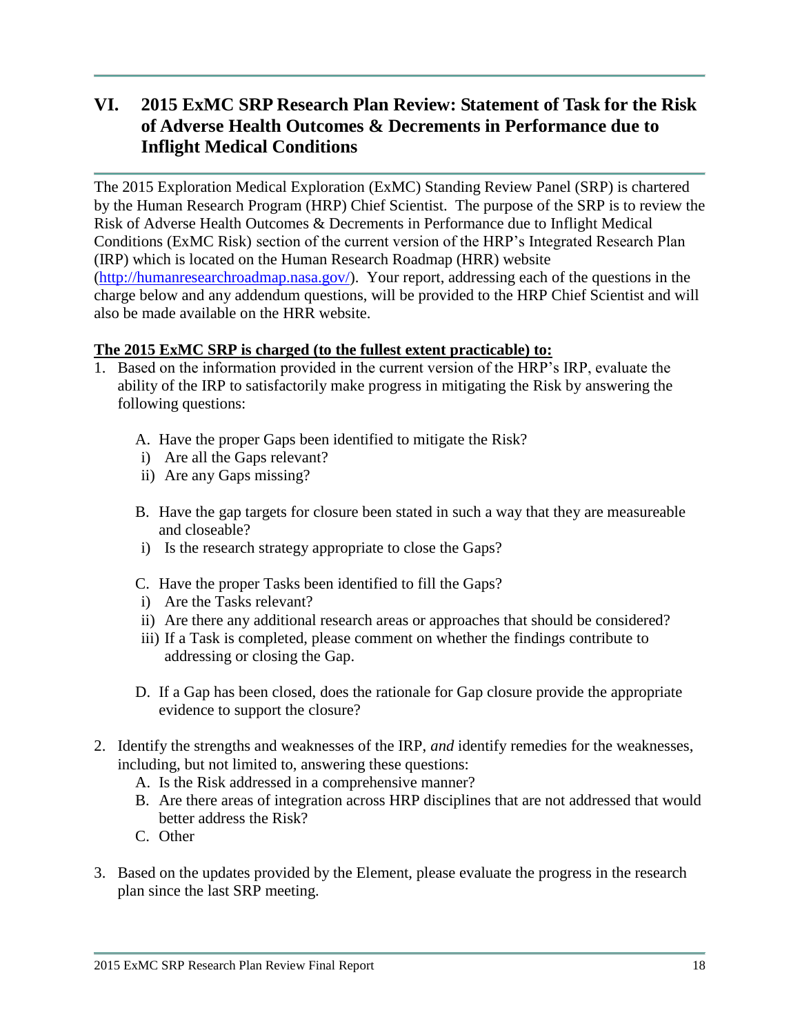# VI. 2015 ExMC SRP Research Plan Review: Statement of Task for the Risk of Adverse Health Outcomes & Decrements in Performance due to Inflight Medical Conditions

The 2015 Exploration Medical Exploration (ExMC) Standing Review Panel (SRP) is chartered by the Human Research Program (HRP) Chief Scientist. The purpose of the SRP is to review the Risk of Adverse Health Outcomes & Decrements in Performance due to Inflight Medical Conditions (ExMC Risk) section of the current version of the HRP's Integrated Research Plan (IRP) which is located on the Human Research Roadmap (HRR) website (http://humanresearchroadmap.nasa.gov/). Your report, addressing each of the questions in the charge below and any addendum questions, will be provided to the HRP Chief Scientist and will also be made available on the HRR website.

**The 2015 ExMC SRP is charged (to the fullest extent practicable) to:**

1. Based on the information provided in the current version of the HRP's IRP, evaluate the ability of the IRP to satisfactorily make progress in mitigating the Risk by answering the following questions:

   A. Have the proper Gaps been identified to mitigate the Risk?
      i) Are all the Gaps relevant?
      ii) Are any Gaps missing?

   B. Have the gap targets for closure been stated in such a way that they are measureable and closeable?
      i) Is the research strategy appropriate to close the Gaps?

   C. Have the proper Tasks been identified to fill the Gaps?
      i) Are the Tasks relevant?
      ii) Are there any additional research areas or approaches that should be considered?
      iii) If a Task is completed, please comment on whether the findings contribute to addressing or closing the Gap.

   D. If a Gap has been closed, does the rationale for Gap closure provide the appropriate evidence to support the closure?

2. Identify the strengths and weaknesses of the IRP, *and* identify remedies for the weaknesses, including, but not limited to, answering these questions:
   A. Is the Risk addressed in a comprehensive manner?
   B. Are there areas of integration across HRP disciplines that are not addressed that would better address the Risk?
   C. Other

3. Based on the updates provided by the Element, please evaluate the progress in the research plan since the last SRP meeting.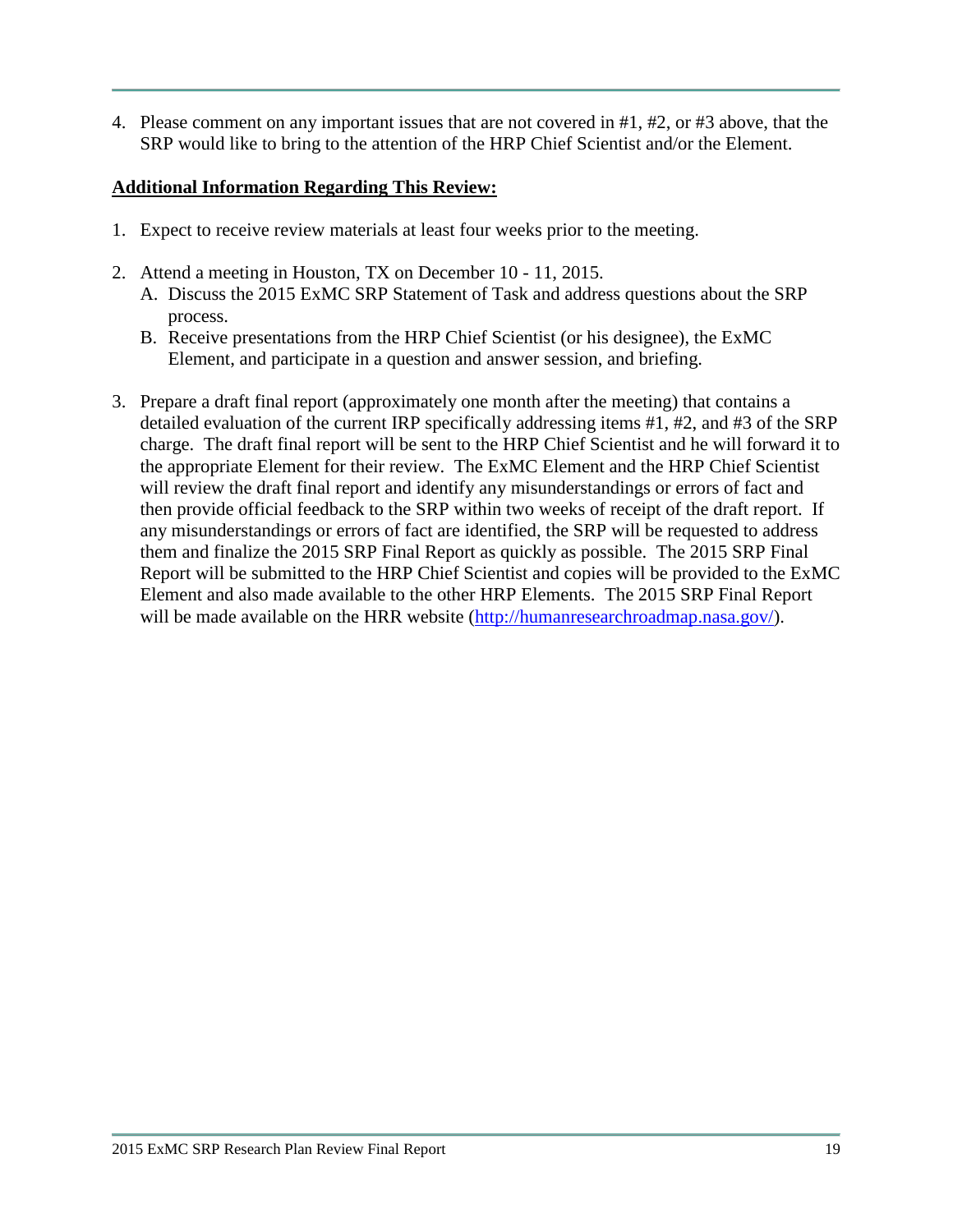4. Please comment on any important issues that are not covered in #1, #2, or #3 above, that the SRP would like to bring to the attention of the HRP Chief Scientist and/or the Element.

**<u>Additional Information Regarding This Review:</u>**

1. Expect to receive review materials at least four weeks prior to the meeting.

2. Attend a meeting in Houston, TX on December 10 - 11, 2015.
   A. Discuss the 2015 ExMC SRP Statement of Task and address questions about the SRP process.
   B. Receive presentations from the HRP Chief Scientist (or his designee), the ExMC Element, and participate in a question and answer session, and briefing.

3. Prepare a draft final report (approximately one month after the meeting) that contains a detailed evaluation of the current IRP specifically addressing items #1, #2, and #3 of the SRP charge. The draft final report will be sent to the HRP Chief Scientist and he will forward it to the appropriate Element for their review. The ExMC Element and the HRP Chief Scientist will review the draft final report and identify any misunderstandings or errors of fact and then provide official feedback to the SRP within two weeks of receipt of the draft report. If any misunderstandings or errors of fact are identified, the SRP will be requested to address them and finalize the 2015 SRP Final Report as quickly as possible. The 2015 SRP Final Report will be submitted to the HRP Chief Scientist and copies will be provided to the ExMC Element and also made available to the other HRP Elements. The 2015 SRP Final Report will be made available on the HRR website (http://humanresearchroadmap.nasa.gov/).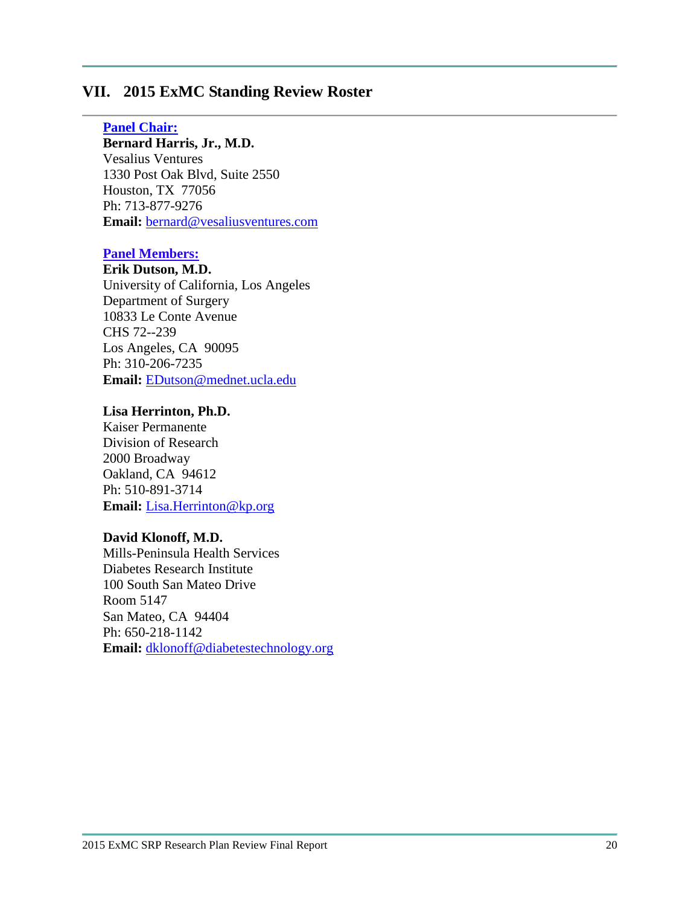## VII. 2015 ExMC Standing Review Roster

**Panel Chair:**

**Bernard Harris, Jr., M.D.**
Vesalius Ventures
1330 Post Oak Blvd, Suite 2550
Houston, TX 77056
Ph: 713-877-9276
**Email:** bernard@vesaliusventures.com

**Panel Members:**

**Erik Dutson, M.D.**
University of California, Los Angeles
Department of Surgery
10833 Le Conte Avenue
CHS 72--239
Los Angeles, CA 90095
Ph: 310-206-7235
**Email:** EDutson@mednet.ucla.edu

**Lisa Herrinton, Ph.D.**
Kaiser Permanente
Division of Research
2000 Broadway
Oakland, CA 94612
Ph: 510-891-3714
**Email:** Lisa.Herrinton@kp.org

**David Klonoff, M.D.**
Mills-Peninsula Health Services
Diabetes Research Institute
100 South San Mateo Drive
Room 5147
San Mateo, CA 94404
Ph: 650-218-1142
**Email:** dklonoff@diabetestechnology.org